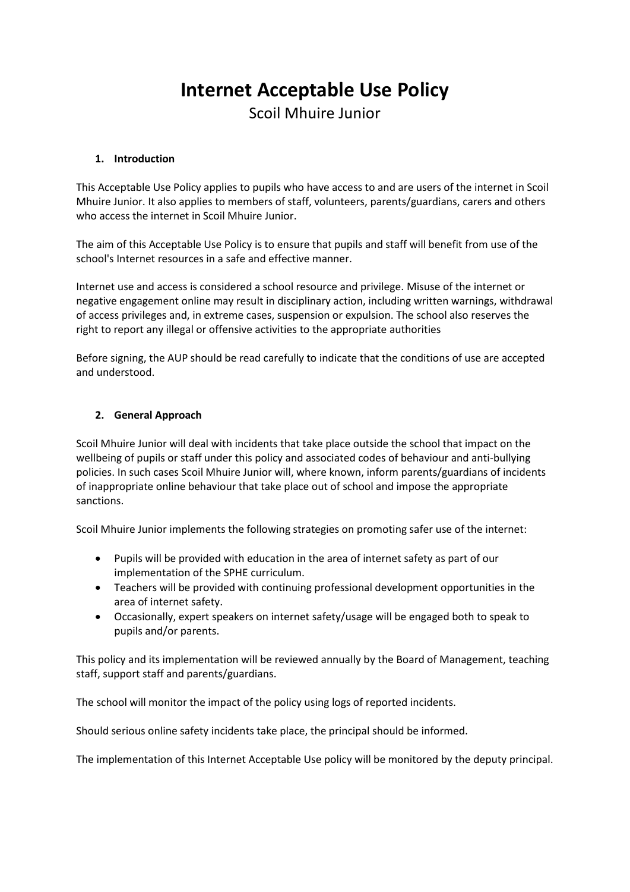# Internet Acceptable Use Policy

Scoil Mhuire Junior

## 1. Introduction

This Acceptable Use Policy applies to pupils who have access to and are users of the internet in Scoil Mhuire Junior. It also applies to members of staff, volunteers, parents/guardians, carers and others who access the internet in Scoil Mhuire Junior.

The aim of this Acceptable Use Policy is to ensure that pupils and staff will benefit from use of the school's Internet resources in a safe and effective manner.

Internet use and access is considered a school resource and privilege. Misuse of the internet or negative engagement online may result in disciplinary action, including written warnings, withdrawal of access privileges and, in extreme cases, suspension or expulsion. The school also reserves the right to report any illegal or offensive activities to the appropriate authorities

Before signing, the AUP should be read carefully to indicate that the conditions of use are accepted and understood.

## 2. General Approach

Scoil Mhuire Junior will deal with incidents that take place outside the school that impact on the wellbeing of pupils or staff under this policy and associated codes of behaviour and anti-bullying policies. In such cases Scoil Mhuire Junior will, where known, inform parents/guardians of incidents of inappropriate online behaviour that take place out of school and impose the appropriate sanctions.

Scoil Mhuire Junior implements the following strategies on promoting safer use of the internet:

- Pupils will be provided with education in the area of internet safety as part of our implementation of the SPHE curriculum.
- Teachers will be provided with continuing professional development opportunities in the area of internet safety.
- Occasionally, expert speakers on internet safety/usage will be engaged both to speak to pupils and/or parents.

This policy and its implementation will be reviewed annually by the Board of Management, teaching staff, support staff and parents/guardians.

The school will monitor the impact of the policy using logs of reported incidents.

Should serious online safety incidents take place, the principal should be informed.

The implementation of this Internet Acceptable Use policy will be monitored by the deputy principal.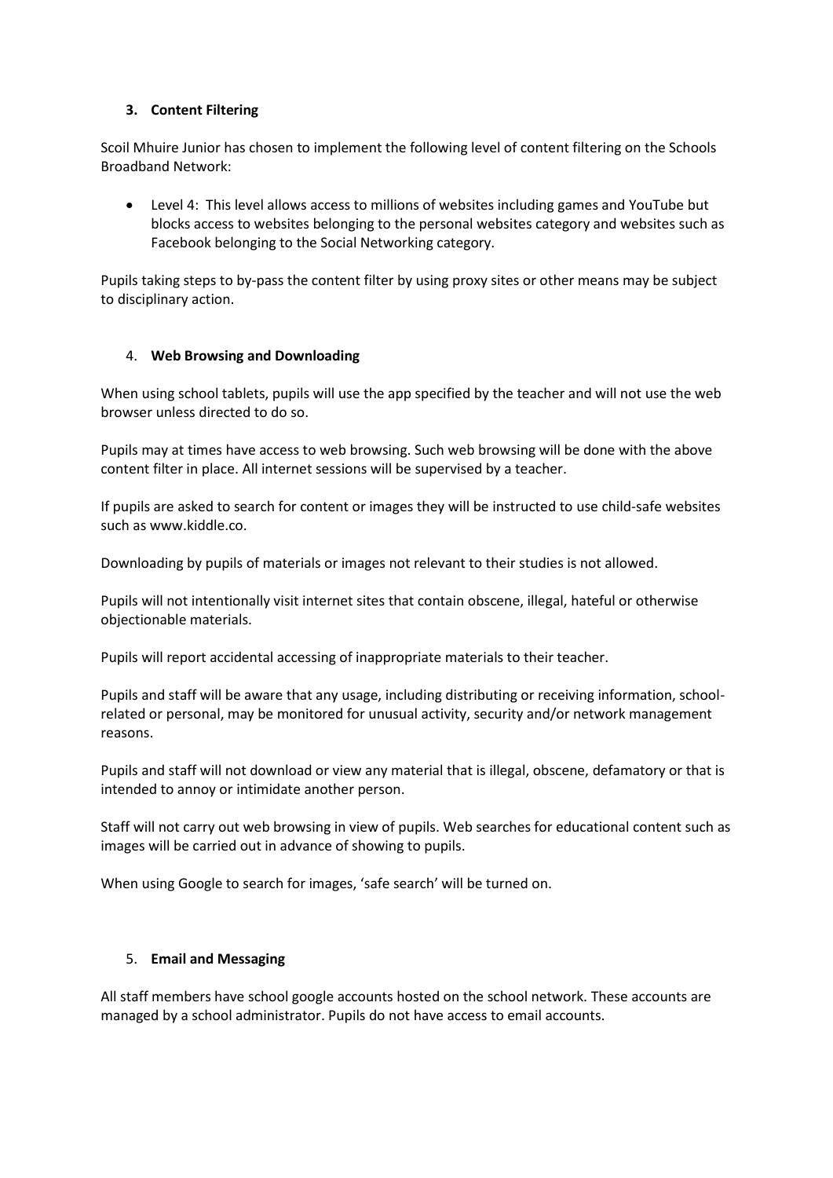### 3. **Content Filtering**

Scoil Mhuire Junior has chosen to implement the following level of content filtering on the Schools Broadband Network:

- Level 4: This level allows access to millions of websites including games and YouTube but blocks access to websites belonging to the personal websites category and websites such as Facebook belonging to the Social Networking category.

Pupils taking steps to by-pass the content filter by using proxy sites or other means may be subject to disciplinary action.

### 4. **Web Browsing and Downloading**

When using school tablets, pupils will use the app specified by the teacher and will not use the web browser unless directed to do so.

Pupils may at times have access to web browsing. Such web browsing will be done with the above content filter in place. All internet sessions will be supervised by a teacher.

If pupils are asked to search for content or images they will be instructed to use child-safe websites such as www.kiddle.co.

Downloading by pupils of materials or images not relevant to their studies is not allowed.

Pupils will not intentionally visit internet sites that contain obscene, illegal, hateful or otherwise objectionable materials.

Pupils will report accidental accessing of inappropriate materials to their teacher.

Pupils and staff will be aware that any usage, including distributing or receiving information, school-related or personal, may be monitored for unusual activity, security and/or network management reasons.

Pupils and staff will not download or view any material that is illegal, obscene, defamatory or that is intended to annoy or intimidate another person.

Staff will not carry out web browsing in view of pupils. Web searches for educational content such as images will be carried out in advance of showing to pupils.

When using Google to search for images, 'safe search' will be turned on.

### 5. **Email and Messaging**

All staff members have school google accounts hosted on the school network. These accounts are managed by a school administrator. Pupils do not have access to email accounts.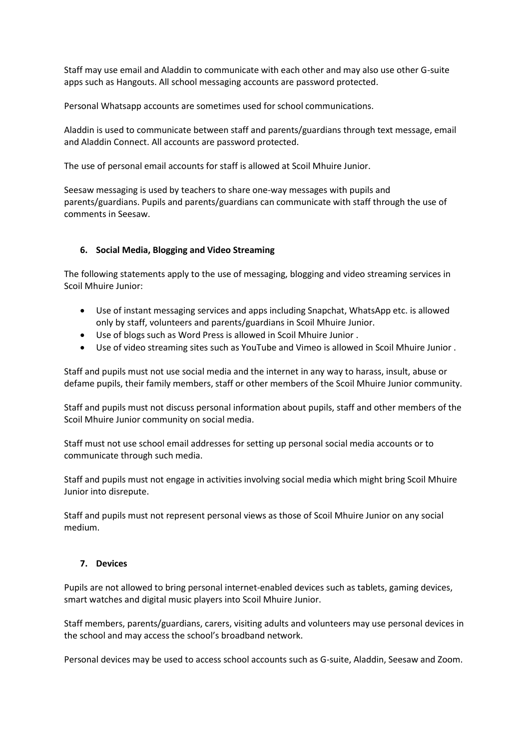Staff may use email and Aladdin to communicate with each other and may also use other G-suite apps such as Hangouts. All school messaging accounts are password protected.

Personal Whatsapp accounts are sometimes used for school communications.

Aladdin is used to communicate between staff and parents/guardians through text message, email and Aladdin Connect. All accounts are password protected.

The use of personal email accounts for staff is allowed at Scoil Mhuire Junior.

Seesaw messaging is used by teachers to share one-way messages with pupils and parents/guardians. Pupils and parents/guardians can communicate with staff through the use of comments in Seesaw.

## 6. Social Media, Blogging and Video Streaming

The following statements apply to the use of messaging, blogging and video streaming services in Scoil Mhuire Junior:

- Use of instant messaging services and apps including Snapchat, WhatsApp etc. is allowed only by staff, volunteers and parents/guardians in Scoil Mhuire Junior.
- Use of blogs such as Word Press is allowed in Scoil Mhuire Junior .
- Use of video streaming sites such as YouTube and Vimeo is allowed in Scoil Mhuire Junior .

Staff and pupils must not use social media and the internet in any way to harass, insult, abuse or defame pupils, their family members, staff or other members of the Scoil Mhuire Junior community.

Staff and pupils must not discuss personal information about pupils, staff and other members of the Scoil Mhuire Junior community on social media.

Staff must not use school email addresses for setting up personal social media accounts or to communicate through such media.

Staff and pupils must not engage in activities involving social media which might bring Scoil Mhuire Junior into disrepute.

Staff and pupils must not represent personal views as those of Scoil Mhuire Junior on any social medium.

## 7. Devices

Pupils are not allowed to bring personal internet-enabled devices such as tablets, gaming devices, smart watches and digital music players into Scoil Mhuire Junior.

Staff members, parents/guardians, carers, visiting adults and volunteers may use personal devices in the school and may access the school's broadband network.

Personal devices may be used to access school accounts such as G-suite, Aladdin, Seesaw and Zoom.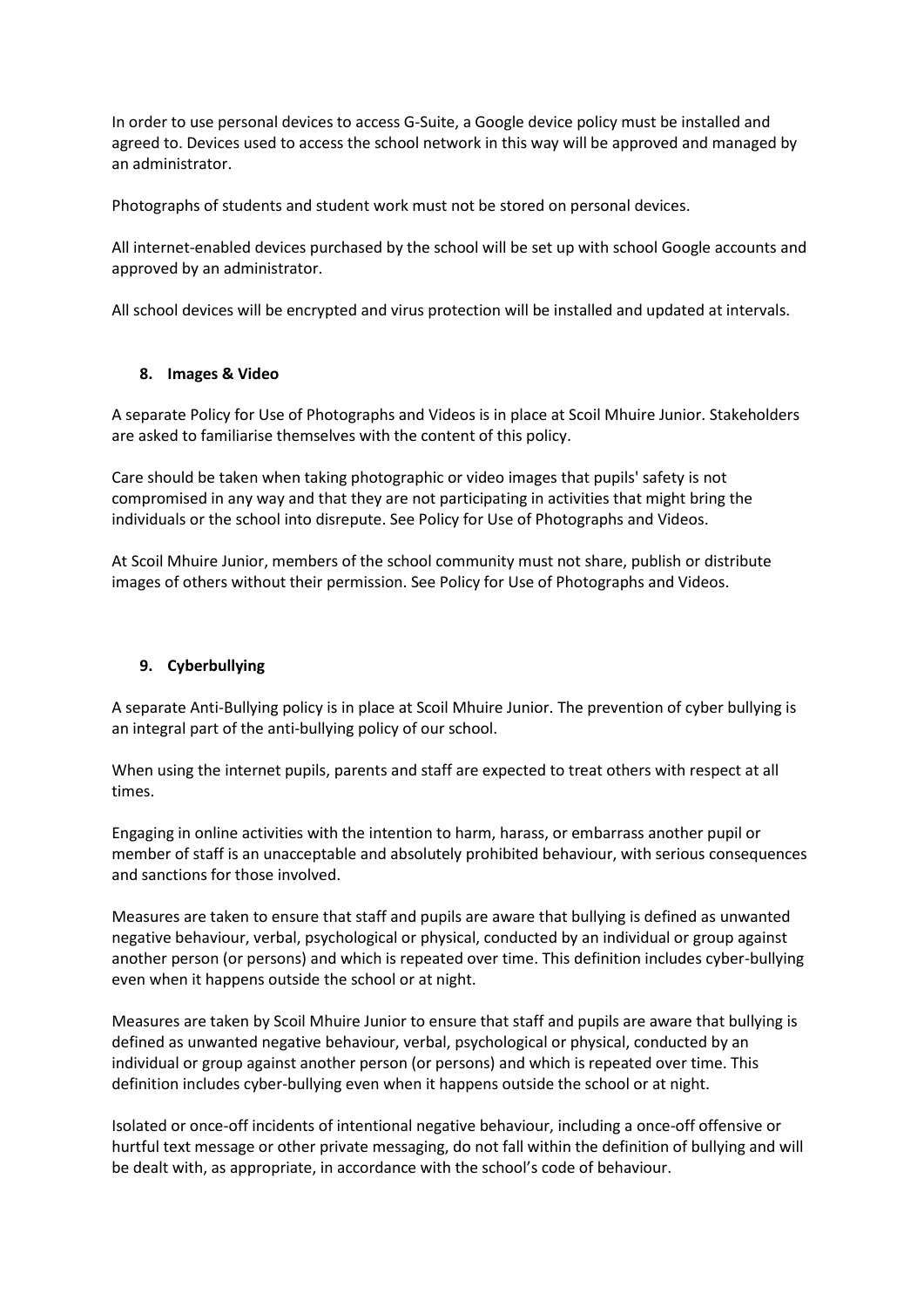In order to use personal devices to access G-Suite, a Google device policy must be installed and agreed to. Devices used to access the school network in this way will be approved and managed by an administrator.

Photographs of students and student work must not be stored on personal devices.

All internet-enabled devices purchased by the school will be set up with school Google accounts and approved by an administrator.

All school devices will be encrypted and virus protection will be installed and updated at intervals.

## 8. Images & Video

A separate Policy for Use of Photographs and Videos is in place at Scoil Mhuire Junior. Stakeholders are asked to familiarise themselves with the content of this policy.

Care should be taken when taking photographic or video images that pupils' safety is not compromised in any way and that they are not participating in activities that might bring the individuals or the school into disrepute. See Policy for Use of Photographs and Videos.

At Scoil Mhuire Junior, members of the school community must not share, publish or distribute images of others without their permission. See Policy for Use of Photographs and Videos.

## 9. Cyberbullying

A separate Anti-Bullying policy is in place at Scoil Mhuire Junior. The prevention of cyber bullying is an integral part of the anti-bullying policy of our school.

When using the internet pupils, parents and staff are expected to treat others with respect at all times.

Engaging in online activities with the intention to harm, harass, or embarrass another pupil or member of staff is an unacceptable and absolutely prohibited behaviour, with serious consequences and sanctions for those involved.

Measures are taken to ensure that staff and pupils are aware that bullying is defined as unwanted negative behaviour, verbal, psychological or physical, conducted by an individual or group against another person (or persons) and which is repeated over time. This definition includes cyber-bullying even when it happens outside the school or at night.

Measures are taken by Scoil Mhuire Junior to ensure that staff and pupils are aware that bullying is defined as unwanted negative behaviour, verbal, psychological or physical, conducted by an individual or group against another person (or persons) and which is repeated over time. This definition includes cyber-bullying even when it happens outside the school or at night.

Isolated or once-off incidents of intentional negative behaviour, including a once-off offensive or hurtful text message or other private messaging, do not fall within the definition of bullying and will be dealt with, as appropriate, in accordance with the school's code of behaviour.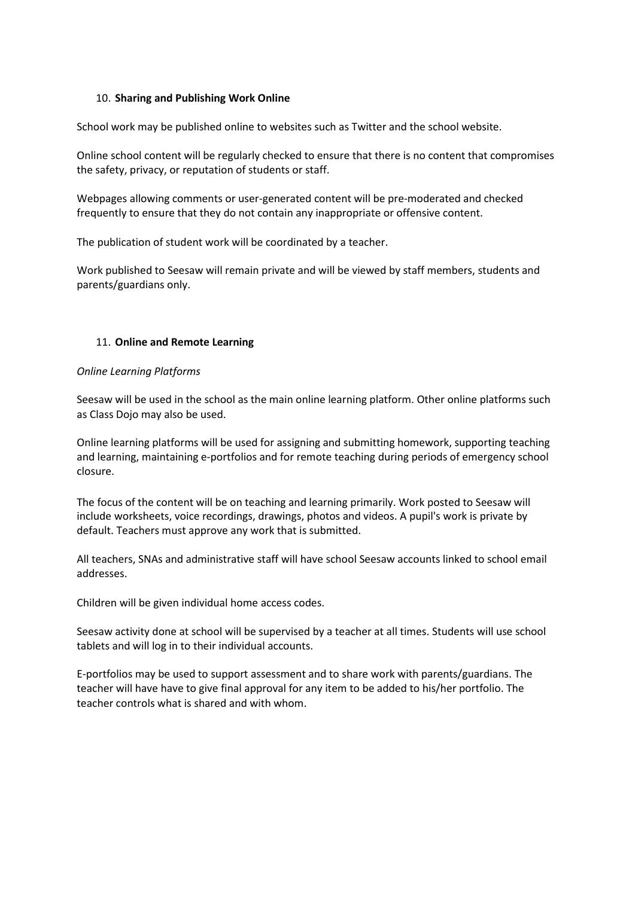## 10. **Sharing and Publishing Work Online**

School work may be published online to websites such as Twitter and the school website.

Online school content will be regularly checked to ensure that there is no content that compromises the safety, privacy, or reputation of students or staff.

Webpages allowing comments or user-generated content will be pre-moderated and checked frequently to ensure that they do not contain any inappropriate or offensive content.

The publication of student work will be coordinated by a teacher.

Work published to Seesaw will remain private and will be viewed by staff members, students and parents/guardians only.

## 11. **Online and Remote Learning**

*Online Learning Platforms*

Seesaw will be used in the school as the main online learning platform. Other online platforms such as Class Dojo may also be used.

Online learning platforms will be used for assigning and submitting homework, supporting teaching and learning, maintaining e-portfolios and for remote teaching during periods of emergency school closure.

The focus of the content will be on teaching and learning primarily. Work posted to Seesaw will include worksheets, voice recordings, drawings, photos and videos. A pupil's work is private by default. Teachers must approve any work that is submitted.

All teachers, SNAs and administrative staff will have school Seesaw accounts linked to school email addresses.

Children will be given individual home access codes.

Seesaw activity done at school will be supervised by a teacher at all times. Students will use school tablets and will log in to their individual accounts.

E-portfolios may be used to support assessment and to share work with parents/guardians. The teacher will have have to give final approval for any item to be added to his/her portfolio. The teacher controls what is shared and with whom.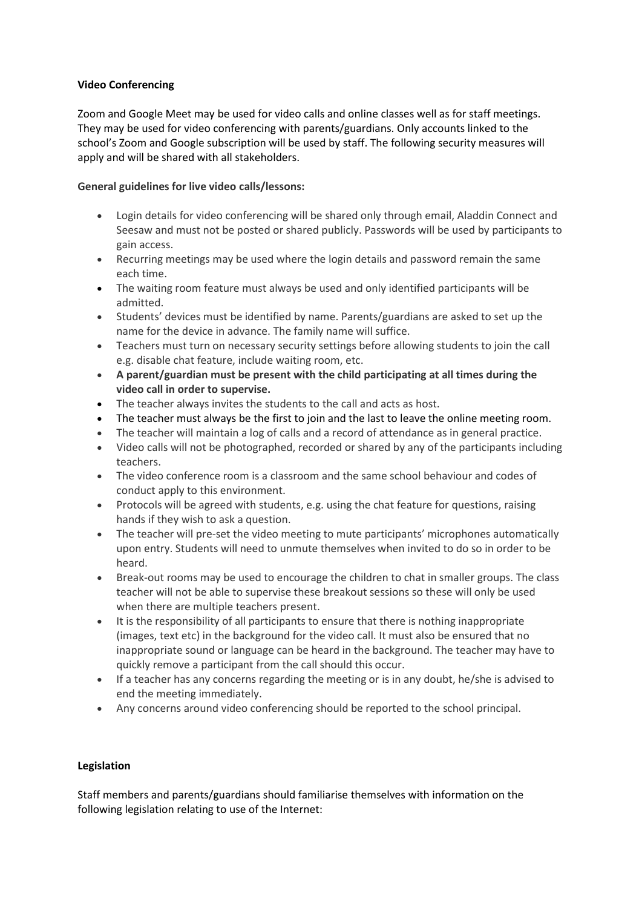**Video Conferencing**

Zoom and Google Meet may be used for video calls and online classes well as for staff meetings. They may be used for video conferencing with parents/guardians. Only accounts linked to the school's Zoom and Google subscription will be used by staff. The following security measures will apply and will be shared with all stakeholders.

**General guidelines for live video calls/lessons:**

- Login details for video conferencing will be shared only through email, Aladdin Connect and Seesaw and must not be posted or shared publicly. Passwords will be used by participants to gain access.
- Recurring meetings may be used where the login details and password remain the same each time.
- The waiting room feature must always be used and only identified participants will be admitted.
- Students' devices must be identified by name. Parents/guardians are asked to set up the name for the device in advance. The family name will suffice.
- Teachers must turn on necessary security settings before allowing students to join the call e.g. disable chat feature, include waiting room, etc.
- **A parent/guardian must be present with the child participating at all times during the video call in order to supervise.**
- The teacher always invites the students to the call and acts as host.
- The teacher must always be the first to join and the last to leave the online meeting room.
- The teacher will maintain a log of calls and a record of attendance as in general practice.
- Video calls will not be photographed, recorded or shared by any of the participants including teachers.
- The video conference room is a classroom and the same school behaviour and codes of conduct apply to this environment.
- Protocols will be agreed with students, e.g. using the chat feature for questions, raising hands if they wish to ask a question.
- The teacher will pre-set the video meeting to mute participants' microphones automatically upon entry. Students will need to unmute themselves when invited to do so in order to be heard.
- Break-out rooms may be used to encourage the children to chat in smaller groups. The class teacher will not be able to supervise these breakout sessions so these will only be used when there are multiple teachers present.
- It is the responsibility of all participants to ensure that there is nothing inappropriate (images, text etc) in the background for the video call. It must also be ensured that no inappropriate sound or language can be heard in the background. The teacher may have to quickly remove a participant from the call should this occur.
- If a teacher has any concerns regarding the meeting or is in any doubt, he/she is advised to end the meeting immediately.
- Any concerns around video conferencing should be reported to the school principal.

**Legislation**

Staff members and parents/guardians should familiarise themselves with information on the following legislation relating to use of the Internet: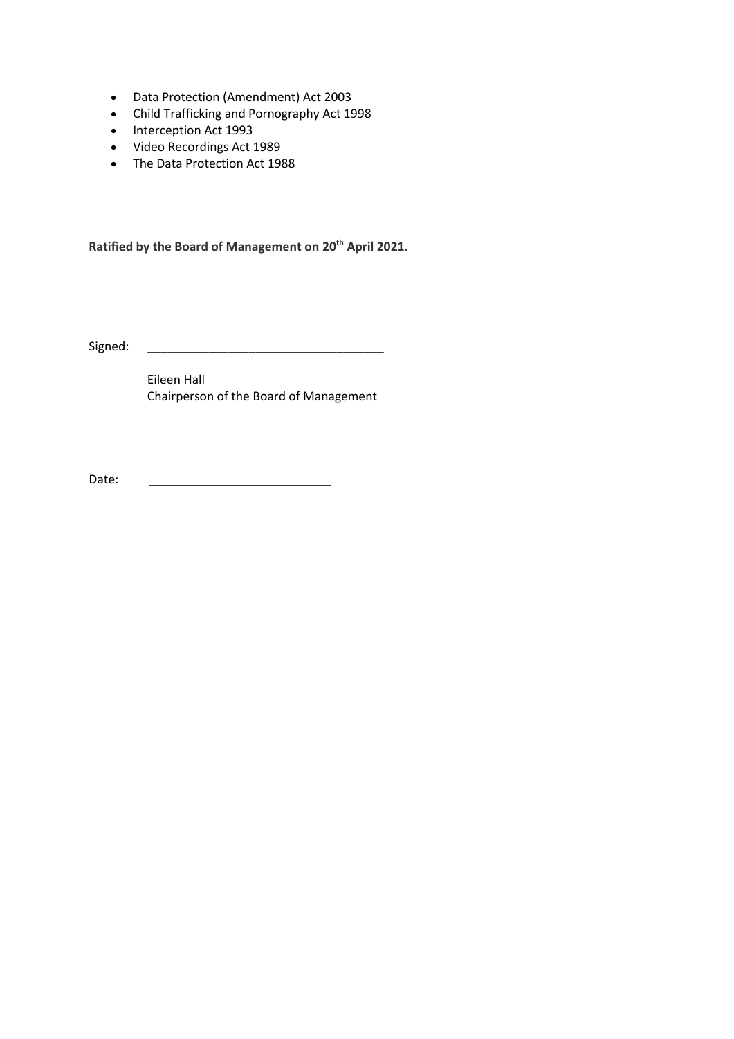- Data Protection (Amendment) Act 2003
- Child Trafficking and Pornography Act 1998
- Interception Act 1993
- Video Recordings Act 1989
- The Data Protection Act 1988

**Ratified by the Board of Management on 20th April 2021.**

Signed: ___________________________________

Eileen Hall
Chairperson of the Board of Management

Date: ___________________________